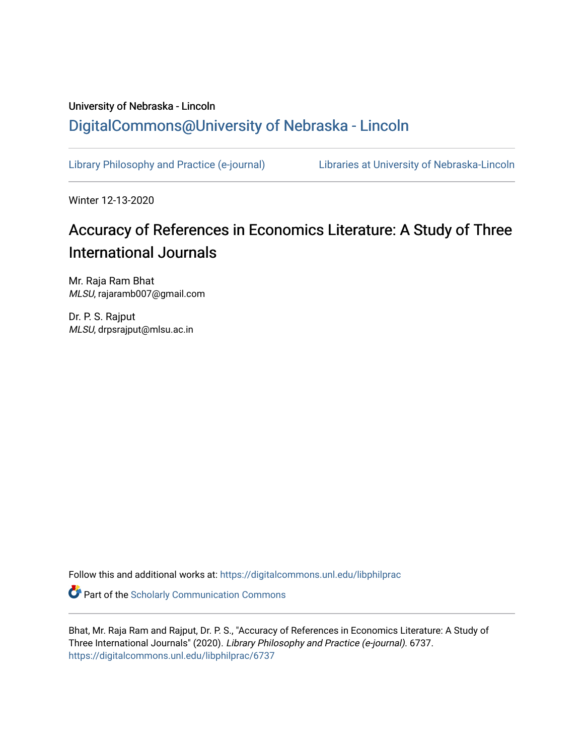University of Nebraska - Lincoln

## DigitalCommons@University of Nebraska - Lincoln

Library Philosophy and Practice (e-journal) | Libraries at University of Nebraska-Lincoln

Winter 12-13-2020

# Accuracy of References in Economics Literature: A Study of Three International Journals

Mr. Raja Ram Bhat
*MLSU*, rajaramb007@gmail.com

Dr. P. S. Rajput
*MLSU*, drpsrajput@mlsu.ac.in

Follow this and additional works at: https://digitalcommons.unl.edu/libphilprac

Part of the Scholarly Communication Commons

Bhat, Mr. Raja Ram and Rajput, Dr. P. S., "Accuracy of References in Economics Literature: A Study of Three International Journals" (2020). *Library Philosophy and Practice (e-journal)*. 6737.
https://digitalcommons.unl.edu/libphilprac/6737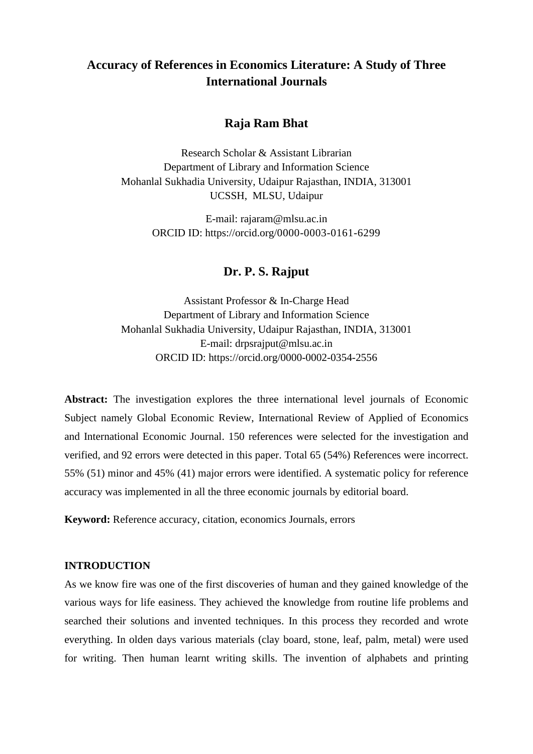# Accuracy of References in Economics Literature: A Study of Three International Journals

## Raja Ram Bhat

Research Scholar & Assistant Librarian
Department of Library and Information Science
Mohanlal Sukhadia University, Udaipur Rajasthan, INDIA, 313001
UCSSH, MLSU, Udaipur

E-mail: rajaram@mlsu.ac.in
ORCID ID: https://orcid.org/0000-0003-0161-6299

## Dr. P. S. Rajput

Assistant Professor & In-Charge Head
Department of Library and Information Science
Mohanlal Sukhadia University, Udaipur Rajasthan, INDIA, 313001
E-mail: drpsrajput@mlsu.ac.in
ORCID ID: https://orcid.org/0000-0002-0354-2556

**Abstract:** The investigation explores the three international level journals of Economic Subject namely Global Economic Review, International Review of Applied of Economics and International Economic Journal. 150 references were selected for the investigation and verified, and 92 errors were detected in this paper. Total 65 (54%) References were incorrect. 55% (51) minor and 45% (41) major errors were identified. A systematic policy for reference accuracy was implemented in all the three economic journals by editorial board.

**Keyword:** Reference accuracy, citation, economics Journals, errors

**INTRODUCTION**

As we know fire was one of the first discoveries of human and they gained knowledge of the various ways for life easiness. They achieved the knowledge from routine life problems and searched their solutions and invented techniques. In this process they recorded and wrote everything. In olden days various materials (clay board, stone, leaf, palm, metal) were used for writing. Then human learnt writing skills. The invention of alphabets and printing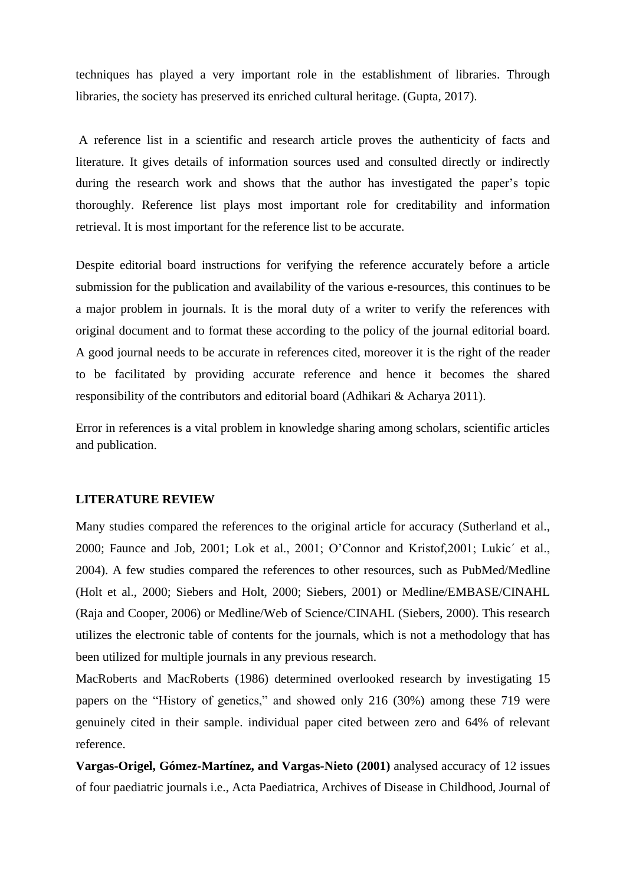techniques has played a very important role in the establishment of libraries. Through libraries, the society has preserved its enriched cultural heritage. (Gupta, 2017).

A reference list in a scientific and research article proves the authenticity of facts and literature. It gives details of information sources used and consulted directly or indirectly during the research work and shows that the author has investigated the paper's topic thoroughly. Reference list plays most important role for creditability and information retrieval. It is most important for the reference list to be accurate.

Despite editorial board instructions for verifying the reference accurately before a article submission for the publication and availability of the various e-resources, this continues to be a major problem in journals. It is the moral duty of a writer to verify the references with original document and to format these according to the policy of the journal editorial board. A good journal needs to be accurate in references cited, moreover it is the right of the reader to be facilitated by providing accurate reference and hence it becomes the shared responsibility of the contributors and editorial board (Adhikari & Acharya 2011).

Error in references is a vital problem in knowledge sharing among scholars, scientific articles and publication.

## LITERATURE REVIEW

Many studies compared the references to the original article for accuracy (Sutherland et al., 2000; Faunce and Job, 2001; Lok et al., 2001; O'Connor and Kristof,2001; Lukic´ et al., 2004). A few studies compared the references to other resources, such as PubMed/Medline (Holt et al., 2000; Siebers and Holt, 2000; Siebers, 2001) or Medline/EMBASE/CINAHL (Raja and Cooper, 2006) or Medline/Web of Science/CINAHL (Siebers, 2000). This research utilizes the electronic table of contents for the journals, which is not a methodology that has been utilized for multiple journals in any previous research.

MacRoberts and MacRoberts (1986) determined overlooked research by investigating 15 papers on the "History of genetics," and showed only 216 (30%) among these 719 were genuinely cited in their sample. individual paper cited between zero and 64% of relevant reference.

**Vargas-Origel, Gómez-Martínez, and Vargas-Nieto (2001)** analysed accuracy of 12 issues of four paediatric journals i.e., Acta Paediatrica, Archives of Disease in Childhood, Journal of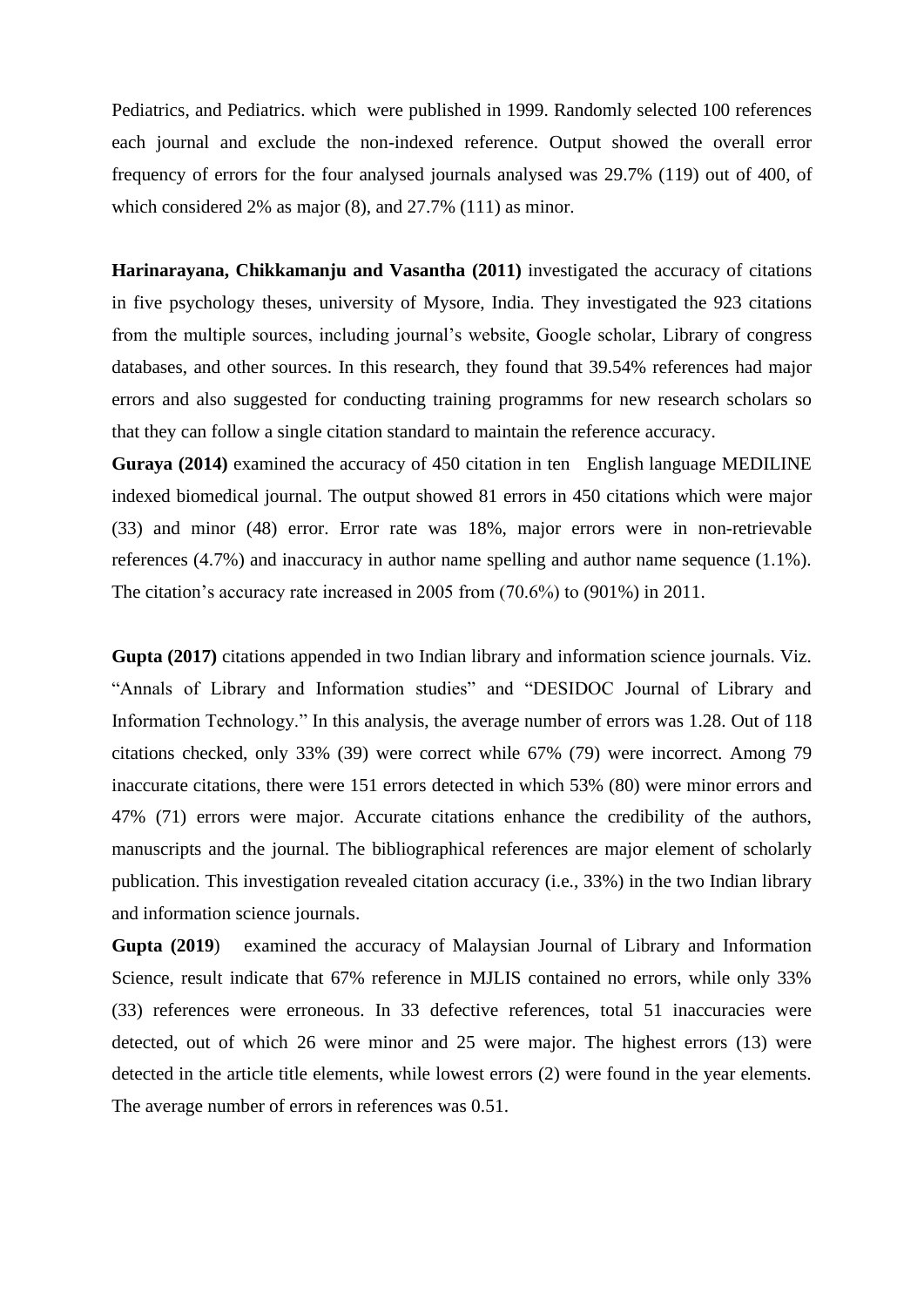Pediatrics, and Pediatrics. which were published in 1999. Randomly selected 100 references each journal and exclude the non-indexed reference. Output showed the overall error frequency of errors for the four analysed journals analysed was 29.7% (119) out of 400, of which considered 2% as major (8), and 27.7% (111) as minor.

**Harinarayana, Chikkamanju and Vasantha (2011)** investigated the accuracy of citations in five psychology theses, university of Mysore, India. They investigated the 923 citations from the multiple sources, including journal's website, Google scholar, Library of congress databases, and other sources. In this research, they found that 39.54% references had major errors and also suggested for conducting training programms for new research scholars so that they can follow a single citation standard to maintain the reference accuracy.

**Guraya (2014)** examined the accuracy of 450 citation in ten English language MEDILINE indexed biomedical journal. The output showed 81 errors in 450 citations which were major (33) and minor (48) error. Error rate was 18%, major errors were in non-retrievable references (4.7%) and inaccuracy in author name spelling and author name sequence (1.1%). The citation's accuracy rate increased in 2005 from (70.6%) to (901%) in 2011.

**Gupta (2017)** citations appended in two Indian library and information science journals. Viz. "Annals of Library and Information studies" and "DESIDOC Journal of Library and Information Technology." In this analysis, the average number of errors was 1.28. Out of 118 citations checked, only 33% (39) were correct while 67% (79) were incorrect. Among 79 inaccurate citations, there were 151 errors detected in which 53% (80) were minor errors and 47% (71) errors were major. Accurate citations enhance the credibility of the authors, manuscripts and the journal. The bibliographical references are major element of scholarly publication. This investigation revealed citation accuracy (i.e., 33%) in the two Indian library and information science journals.

**Gupta (2019**) examined the accuracy of Malaysian Journal of Library and Information Science, result indicate that 67% reference in MJLIS contained no errors, while only 33% (33) references were erroneous. In 33 defective references, total 51 inaccuracies were detected, out of which 26 were minor and 25 were major. The highest errors (13) were detected in the article title elements, while lowest errors (2) were found in the year elements. The average number of errors in references was 0.51.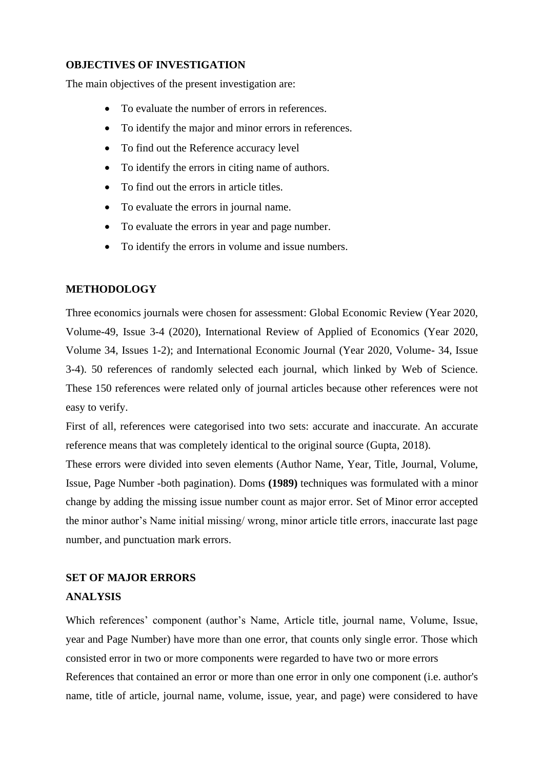**OBJECTIVES OF INVESTIGATION**

The main objectives of the present investigation are:

- To evaluate the number of errors in references.
- To identify the major and minor errors in references.
- To find out the Reference accuracy level
- To identify the errors in citing name of authors.
- To find out the errors in article titles.
- To evaluate the errors in journal name.
- To evaluate the errors in year and page number.
- To identify the errors in volume and issue numbers.

**METHODOLOGY**

Three economics journals were chosen for assessment: Global Economic Review (Year 2020, Volume-49, Issue 3-4 (2020), International Review of Applied of Economics (Year 2020, Volume 34, Issues 1-2); and International Economic Journal (Year 2020, Volume- 34, Issue 3-4). 50 references of randomly selected each journal, which linked by Web of Science. These 150 references were related only of journal articles because other references were not easy to verify.

First of all, references were categorised into two sets: accurate and inaccurate. An accurate reference means that was completely identical to the original source (Gupta, 2018).

These errors were divided into seven elements (Author Name, Year, Title, Journal, Volume, Issue, Page Number -both pagination). Doms **(1989)** techniques was formulated with a minor change by adding the missing issue number count as major error. Set of Minor error accepted the minor author's Name initial missing/ wrong, minor article title errors, inaccurate last page number, and punctuation mark errors.

**SET OF MAJOR ERRORS**

**ANALYSIS**

Which references' component (author's Name, Article title, journal name, Volume, Issue, year and Page Number) have more than one error, that counts only single error. Those which consisted error in two or more components were regarded to have two or more errors

References that contained an error or more than one error in only one component (i.e. author's name, title of article, journal name, volume, issue, year, and page) were considered to have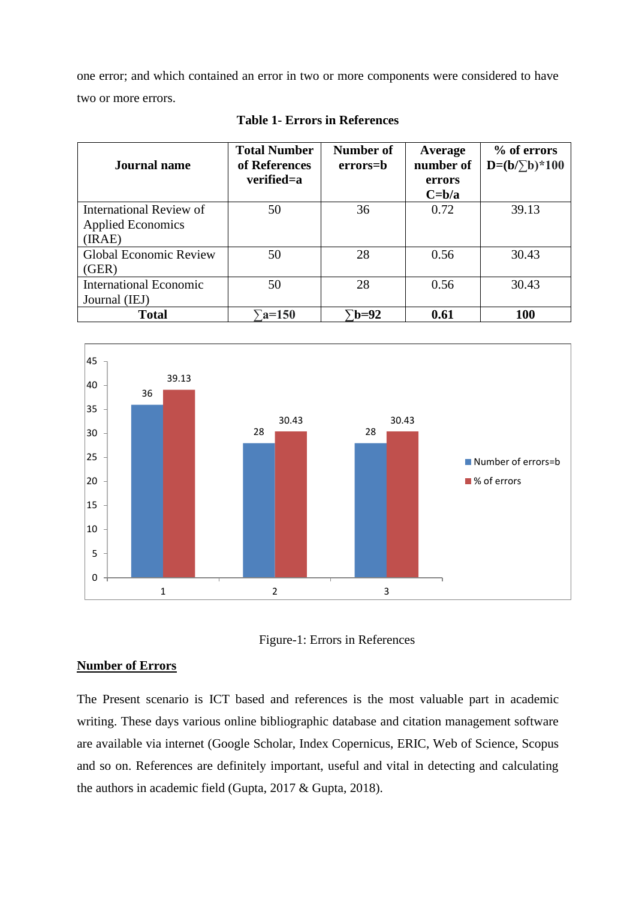one error; and which contained an error in two or more components were considered to have two or more errors.

**Table 1- Errors in References**

| Journal name | Total Number of References verified=a | Number of errors=b | Average number of errors C=b/a | % of errors D=(b/∑b)*100 |
|---|---|---|---|---|
| International Review of Applied Economics (IRAE) | 50 | 36 | 0.72 | 39.13 |
| Global Economic Review (GER) | 50 | 28 | 0.56 | 30.43 |
| International Economic Journal (IEJ) | 50 | 28 | 0.56 | 30.43 |
| **Total** | **∑a=150** | **∑b=92** | **0.61** | **100** |

Figure-1: Errors in References

## Number of Errors

The Present scenario is ICT based and references is the most valuable part in academic writing. These days various online bibliographic database and citation management software are available via internet (Google Scholar, Index Copernicus, ERIC, Web of Science, Scopus and so on. References are definitely important, useful and vital in detecting and calculating the authors in academic field (Gupta, 2017 & Gupta, 2018).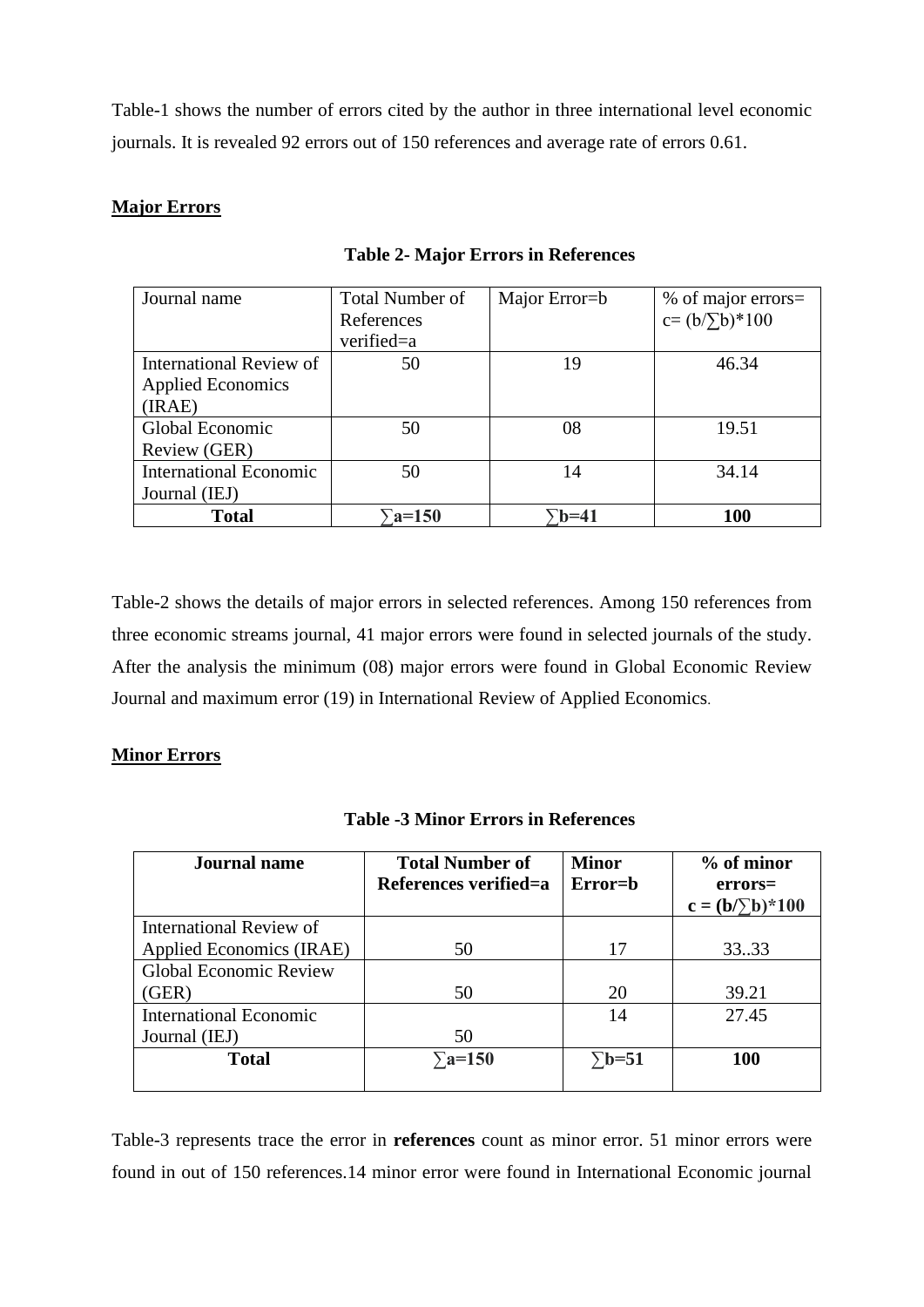Table-1 shows the number of errors cited by the author in three international level economic journals. It is revealed 92 errors out of 150 references and average rate of errors 0.61.

**Major Errors**

**Table 2- Major Errors in References**

| Journal name | Total Number of References verified=a | Major Error=b | % of major errors= c= (b/∑b)*100 |
|---|---|---|---|
| International Review of Applied Economics (IRAE) | 50 | 19 | 46.34 |
| Global Economic Review (GER) | 50 | 08 | 19.51 |
| International Economic Journal (IEJ) | 50 | 14 | 34.14 |
| **Total** | **∑a=150** | **∑b=41** | **100** |

Table-2 shows the details of major errors in selected references. Among 150 references from three economic streams journal, 41 major errors were found in selected journals of the study. After the analysis the minimum (08) major errors were found in Global Economic Review Journal and maximum error (19) in International Review of Applied Economics.

**Minor Errors**

**Table -3 Minor Errors in References**

| **Journal name** | **Total Number of References verified=a** | **Minor Error=b** | **% of minor errors= c = (b/∑b)*100** |
|---|---|---|---|
| International Review of Applied Economics (IRAE) | 50 | 17 | 33..33 |
| Global Economic Review (GER) | 50 | 20 | 39.21 |
| International Economic Journal (IEJ) | 50 | 14 | 27.45 |
| **Total** | **∑a=150** | **∑b=51** | **100** |

Table-3 represents trace the error in **references** count as minor error. 51 minor errors were found in out of 150 references.14 minor error were found in International Economic journal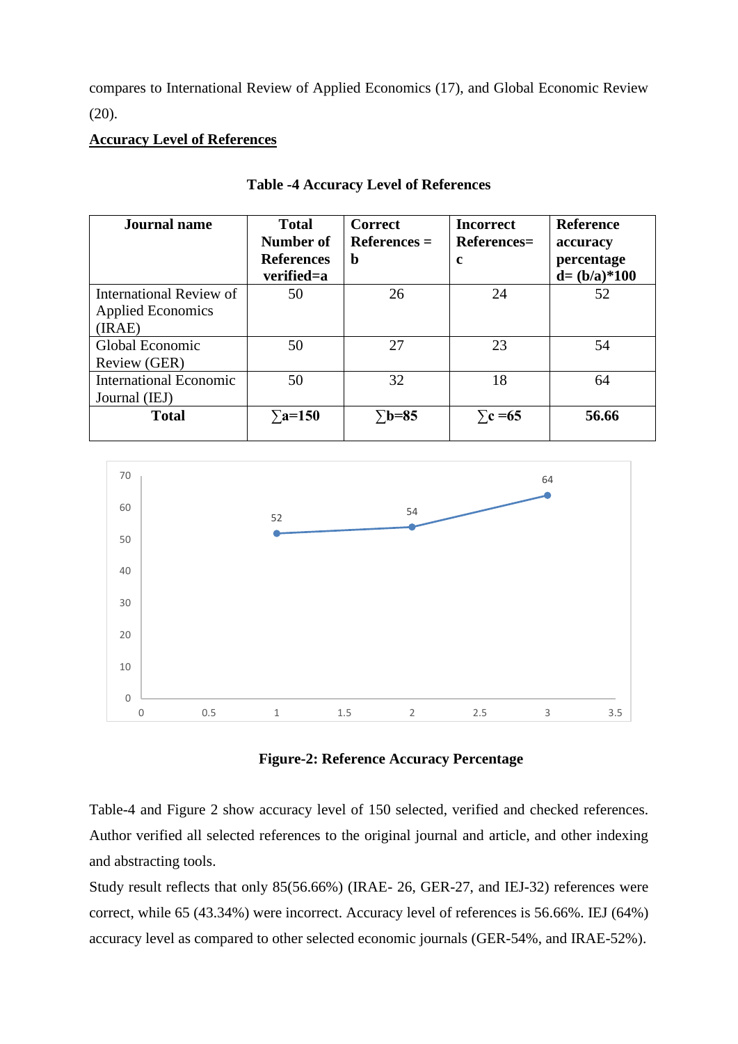compares to International Review of Applied Economics (17), and Global Economic Review (20).

**Accounting Level of References**

**Table -4 Accuracy Level of References**

| Journal name | Total Number of References verified=a | Correct References = b | Incorrect References= c | Reference accuracy percentage d= (b/a)*100 |
|---|---|---|---|---|
| International Review of Applied Economics (IRAE) | 50 | 26 | 24 | 52 |
| Global Economic Review (GER) | 50 | 27 | 23 | 54 |
| International Economic Journal (IEJ) | 50 | 32 | 18 | 64 |
| **Total** | **∑a=150** | **∑b=85** | **∑c =65** | **56.66** |

**Figure-2: Reference Accuracy Percentage**

Table-4 and Figure 2 show accuracy level of 150 selected, verified and checked references. Author verified all selected references to the original journal and article, and other indexing and abstracting tools.

Study result reflects that only 85(56.66%) (IRAE- 26, GER-27, and IEJ-32) references were correct, while 65 (43.34%) were incorrect. Accuracy level of references is 56.66%. IEJ (64%) accuracy level as compared to other selected economic journals (GER-54%, and IRAE-52%).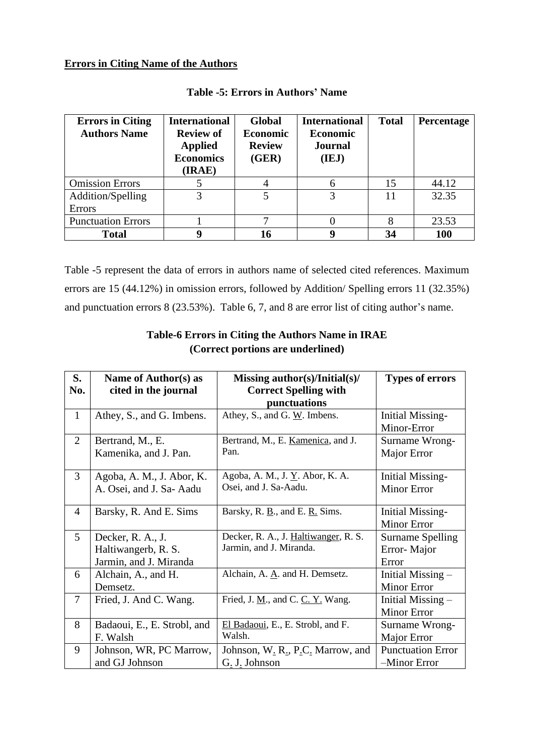**Errors in Citing Name of the Authors**

**Table -5: Errors in Authors' Name**

| Errors in Citing Authors Name | International Review of Applied Economics (IRAE) | Global Economic Review (GER) | International Economic Journal (IEJ) | Total | Percentage |
|---|---|---|---|---|---|
| Omission Errors | 5 | 4 | 6 | 15 | 44.12 |
| Addition/Spelling Errors | 3 | 5 | 3 | 11 | 32.35 |
| Punctuation Errors | 1 | 7 | 0 | 8 | 23.53 |
| **Total** | **9** | **16** | **9** | **34** | **100** |

Table -5 represent the data of errors in authors name of selected cited references. Maximum errors are 15 (44.12%) in omission errors, followed by Addition/ Spelling errors 11 (32.35%) and punctuation errors 8 (23.53%). Table 6, 7, and 8 are error list of citing author's name.

**Table-6 Errors in Citing the Authors Name in IRAE (Correct portions are underlined)**

| S. No. | Name of Author(s) as cited in the journal | Missing author(s)/Initial(s)/ Correct Spelling with punctuations | Types of errors |
|---|---|---|---|
| 1 | Athey, S., and G. Imbens. | Athey, S., and G. <u>W</u>. Imbens. | Initial Missing-Minor-Error |
| 2 | Bertrand, M., E. Kamenika, and J. Pan. | Bertrand, M., E. <u>Kamenica</u>, and J. Pan. | Surname Wrong-Major Error |
| 3 | Agoba, A. M., J. Abor, K. A. Osei, and J. Sa- Aadu | Agoba, A. M., J. <u>Y</u>. Abor, K. A. Osei, and J. Sa-Aadu. | Initial Missing-Minor Error |
| 4 | Barsky, R. And E. Sims | Barsky, R. <u>B</u>., and E. <u>R.</u> Sims. | Initial Missing-Minor Error |
| 5 | Decker, R. A., J. Haltiwangerb, R. S. Jarmin, and J. Miranda | Decker, R. A., J. <u>Haltiwanger</u>, R. S. Jarmin, and J. Miranda. | Surname Spelling Error- Major Error |
| 6 | Alchain, A., and H. Demsetz. | Alchain, A. <u>A</u>. and H. Demsetz. | Initial Missing – Minor Error |
| 7 | Fried, J. And C. Wang. | Fried, J. <u>M</u>., and C. <u>C. Y</u>. Wang. | Initial Missing – Minor Error |
| 8 | Badaoui, E., E. Strobl, and F. Walsh | <u>El Badaoui</u>, E., E. Strobl, and F. Walsh. | Surname Wrong-Major Error |
| 9 | Johnson, WR, PC Marrow, and GJ Johnson | Johnson, W<u>.</u> R<u>.</u>, P<u>.</u>C<u>.</u> Marrow, and G<u>.</u> J<u>.</u> Johnson | Punctuation Error –Minor Error |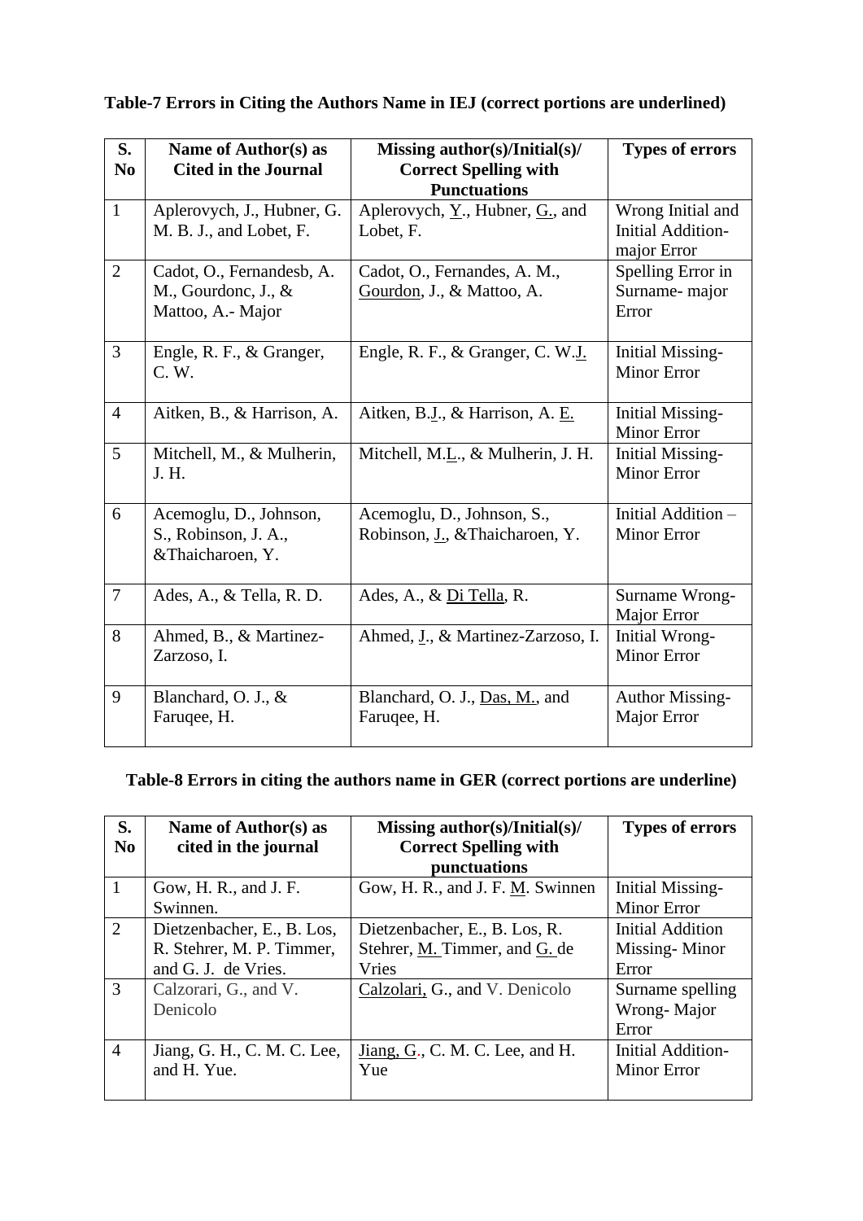**Table-7 Errors in Citing the Authors Name in IEJ (correct portions are underlined)**

| S. No | Name of Author(s) as Cited in the Journal | Missing author(s)/Initial(s)/ Correct Spelling with Punctuations | Types of errors |
|---|---|---|---|
| 1 | Aplerovych, J., Hubner, G. M. B. J., and Lobet, F. | Aplerovych, <u>Y</u>., Hubner, <u>G</u>., and Lobet, F. | Wrong Initial and Initial Addition- major Error |
| 2 | Cadot, O., Fernandesb, A. M., Gourdonc, J., & Mattoo, A.- Major | Cadot, O., Fernandes, A. M., <u>Gourdon</u>, J., & Mattoo, A. | Spelling Error in Surname- major Error |
| 3 | Engle, R. F., & Granger, C. W. | Engle, R. F., & Granger, C. W.<u>J.</u> | Initial Missing- Minor Error |
| 4 | Aitken, B., & Harrison, A. | Aitken, B.<u>J</u>., & Harrison, A. <u>E.</u> | Initial Missing- Minor Error |
| 5 | Mitchell, M., & Mulherin, J. H. | Mitchell, M.<u>L</u>., & Mulherin, J. H. | Initial Missing- Minor Error |
| 6 | Acemoglu, D., Johnson, S., Robinson, J. A., &Thaicharoen, Y. | Acemoglu, D., Johnson, S., Robinson, <u>J.</u>, &Thaicharoen, Y. | Initial Addition – Minor Error |
| 7 | Ades, A., & Tella, R. D. | Ades, A., & <u>Di Tella</u>, R. | Surname Wrong- Major Error |
| 8 | Ahmed, B., & Martinez-Zarzoso, I. | Ahmed, <u>J</u>., & Martinez-Zarzoso, I. | Initial Wrong- Minor Error |
| 9 | Blanchard, O. J., & Faruqee, H. | Blanchard, O. J., <u>Das, M.</u>, and Faruqee, H. | Author Missing- Major Error |

**Table-8 Errors in citing the authors name in GER (correct portions are underline)**

| S. No | Name of Author(s) as cited in the journal | Missing author(s)/Initial(s)/ Correct Spelling with punctuations | Types of errors |
|---|---|---|---|
| 1 | Gow, H. R., and J. F. Swinnen. | Gow, H. R., and J. F. <u>M</u>. Swinnen | Initial Missing- Minor Error |
| 2 | Dietzenbacher, E., B. Los, R. Stehrer, M. P. Timmer, and G. J. de Vries. | Dietzenbacher, E., B. Los, R. Stehrer, <u>M.</u> Timmer, and <u>G.</u> de Vries | Initial Addition Missing- Minor Error |
| 3 | Calzorari, G., and V. Denicolo | <u>Calzolari,</u> G., and V. Denicolo | Surname spelling Wrong- Major Error |
| 4 | Jiang, G. H., C. M. C. Lee, and H. Yue. | <u>Jiang, G.</u>, C. M. C. Lee, and H. Yue | Initial Addition- Minor Error |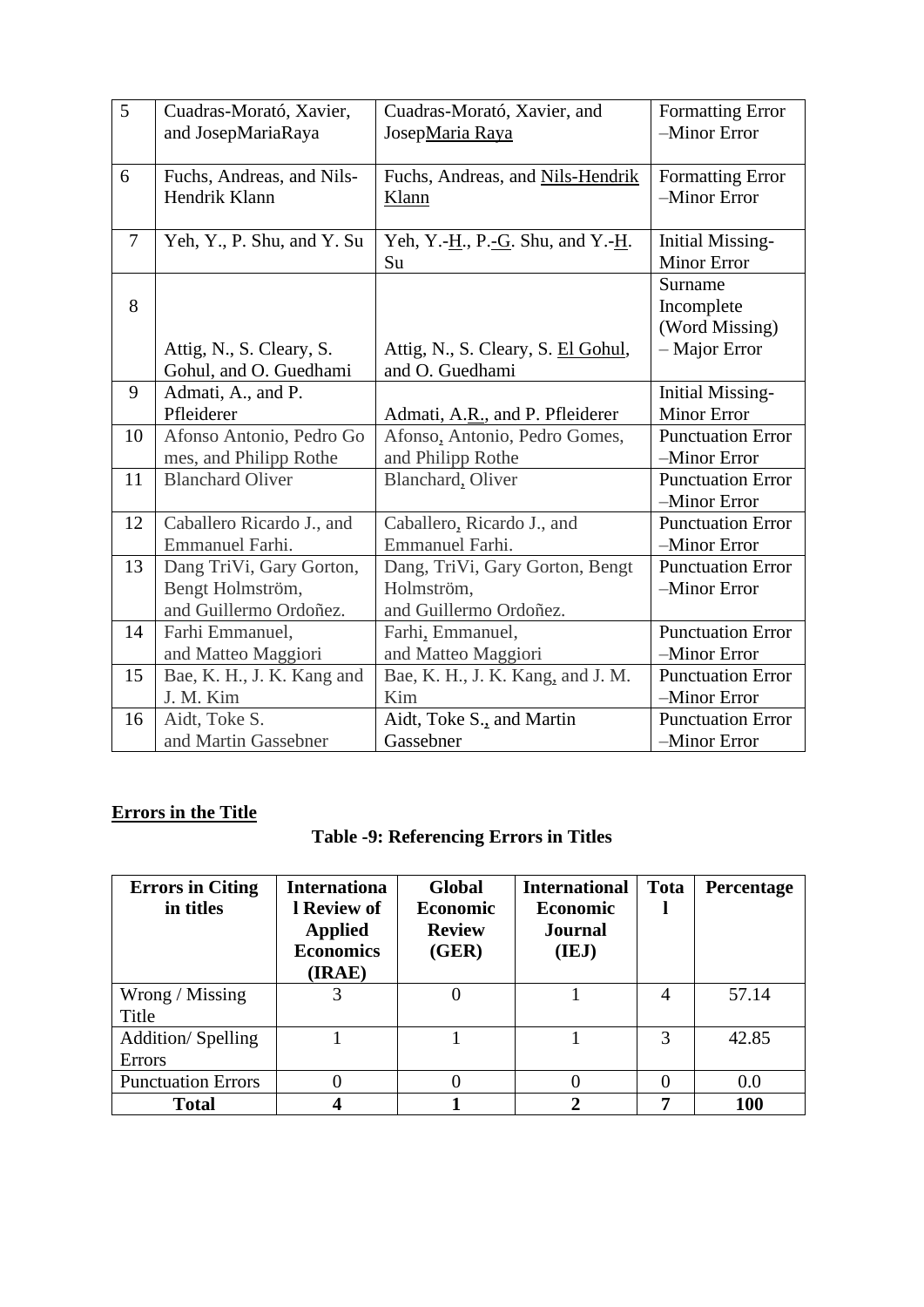| 5 | Cuadras-Morató, Xavier, and JosepMariaRaya | Cuadras-Morató, Xavier, and JosepMaria Raya | Formatting Error –Minor Error |
|---|---|---|---|
| 6 | Fuchs, Andreas, and Nils-Hendrik Klann | Fuchs, Andreas, and Nils-Hendrik Klann | Formatting Error –Minor Error |
| 7 | Yeh, Y., P. Shu, and Y. Su | Yeh, Y.-H., P.-G. Shu, and Y.-H. Su | Initial Missing-Minor Error |
| 8 | Attig, N., S. Cleary, S. Gohul, and O. Guedhami | Attig, N., S. Cleary, S. El Gohul, and O. Guedhami | Surname Incomplete (Word Missing) – Major Error |
| 9 | Admati, A., and P. Pfleiderer | Admati, A.R., and P. Pfleiderer | Initial Missing-Minor Error |
| 10 | Afonso Antonio, Pedro Gomes, and Philipp Rothe | Afonso, Antonio, Pedro Gomes, and Philipp Rothe | Punctuation Error –Minor Error |
| 11 | Blanchard Oliver | Blanchard, Oliver | Punctuation Error –Minor Error |
| 12 | Caballero Ricardo J., and Emmanuel Farhi. | Caballero, Ricardo J., and Emmanuel Farhi. | Punctuation Error –Minor Error |
| 13 | Dang TriVi, Gary Gorton, Bengt Holmström, and Guillermo Ordoñez. | Dang, TriVi, Gary Gorton, Bengt Holmström, and Guillermo Ordoñez. | Punctuation Error –Minor Error |
| 14 | Farhi Emmanuel, and Matteo Maggiori | Farhi, Emmanuel, and Matteo Maggiori | Punctuation Error –Minor Error |
| 15 | Bae, K. H., J. K. Kang and J. M. Kim | Bae, K. H., J. K. Kang, and J. M. Kim | Punctuation Error –Minor Error |
| 16 | Aidt, Toke S. and Martin Gassebner | Aidt, Toke S., and Martin Gassebner | Punctuation Error –Minor Error |

**Errors in the Title**

**Table -9: Referencing Errors in Titles**

| Errors in Citing in titles | International Review of Applied Economics (IRAE) | Global Economic Review (GER) | International Economic Journal (IEJ) | Total | Percentage |
|---|---|---|---|---|---|
| Wrong / Missing Title | 3 | 0 | 1 | 4 | 57.14 |
| Addition/ Spelling Errors | 1 | 1 | 1 | 3 | 42.85 |
| Punctuation Errors | 0 | 0 | 0 | 0 | 0.0 |
| **Total** | **4** | **1** | **2** | **7** | **100** |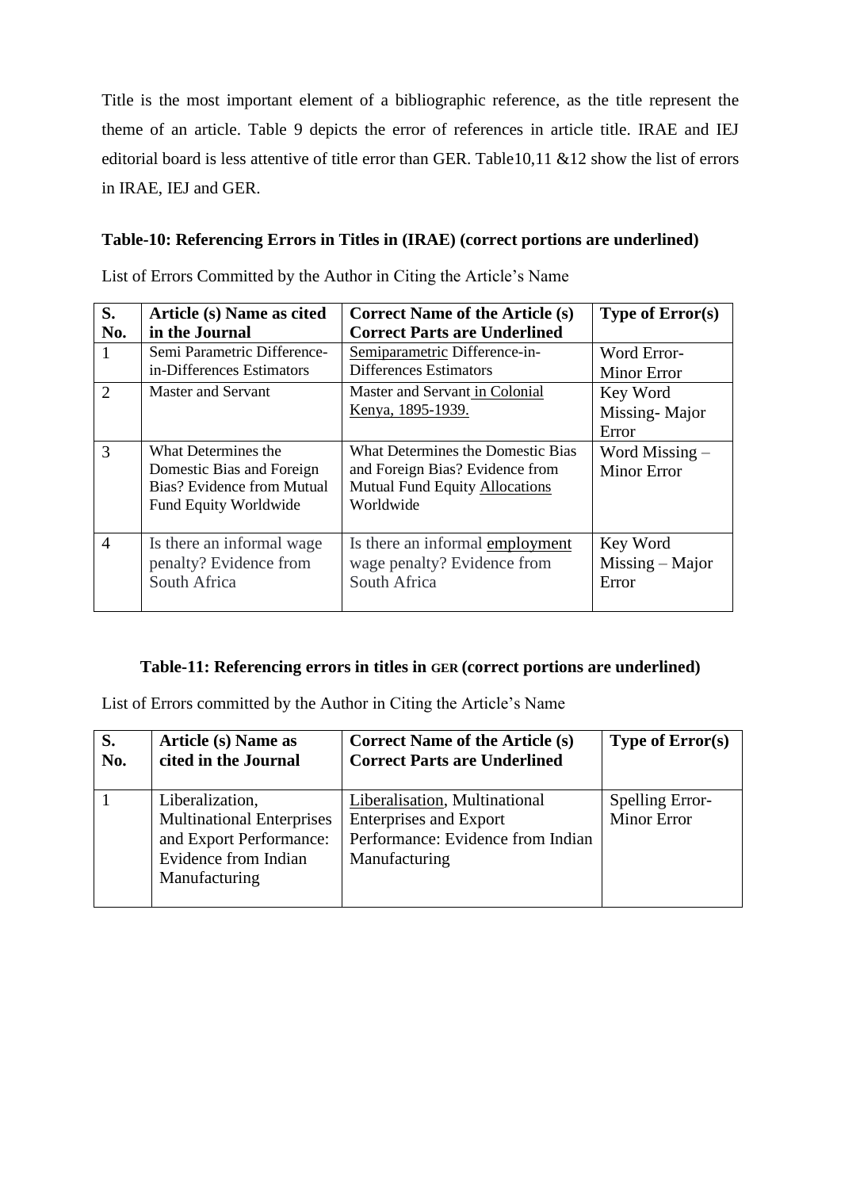Title is the most important element of a bibliographic reference, as the title represent the theme of an article. Table 9 depicts the error of references in article title. IRAE and IEJ editorial board is less attentive of title error than GER. Table10,11 &12 show the list of errors in IRAE, IEJ and GER.

**Table-10: Referencing Errors in Titles in (IRAE) (correct portions are underlined)**

List of Errors Committed by the Author in Citing the Article's Name

| S. No. | Article (s) Name as cited in the Journal | Correct Name of the Article (s) Correct Parts are Underlined | Type of Error(s) |
|---|---|---|---|
| 1 | Semi Parametric Difference-in-Differences Estimators | <u>Semiparametric</u> Difference-in-Differences Estimators | Word Error-Minor Error |
| 2 | Master and Servant | Master and Servant <u>in Colonial Kenya, 1895-1939.</u> | Key Word Missing- Major Error |
| 3 | What Determines the Domestic Bias and Foreign Bias? Evidence from Mutual Fund Equity Worldwide | What Determines the Domestic Bias and Foreign Bias? Evidence from Mutual Fund Equity <u>Allocations</u> Worldwide | Word Missing – Minor Error |
| 4 | Is there an informal wage penalty? Evidence from South Africa | Is there an informal <u>employment</u> wage penalty? Evidence from South Africa | Key Word Missing – Major Error |

**Table-11: Referencing errors in titles in GER (correct portions are underlined)**

List of Errors committed by the Author in Citing the Article's Name

| S. No. | Article (s) Name as cited in the Journal | Correct Name of the Article (s) Correct Parts are Underlined | Type of Error(s) |
|---|---|---|---|
| 1 | Liberalization, Multinational Enterprises and Export Performance: Evidence from Indian Manufacturing | <u>Liberalisation</u>, Multinational Enterprises and Export Performance: Evidence from Indian Manufacturing | Spelling Error-Minor Error |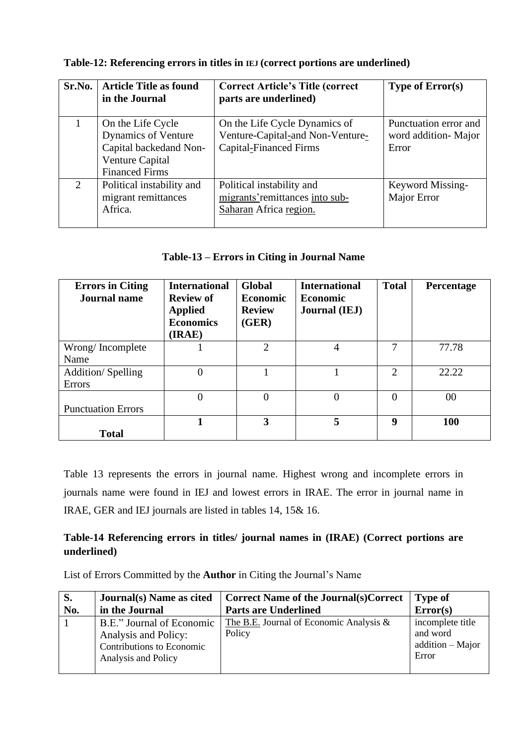**Table-12: Referencing errors in titles in IEJ (correct portions are underlined)**

| Sr.No. | Article Title as found in the Journal | Correct Article's Title (correct parts are underlined) | Type of Error(s) |
|---|---|---|---|
| 1 | On the Life Cycle Dynamics of Venture Capital backedand Non-Venture Capital Financed Firms | On the Life Cycle Dynamics of Venture-Capital-and Non-Venture-Capital-Financed Firms | Punctuation error and word addition- Major Error |
| 2 | Political instability and migrant remittances Africa. | Political instability and migrants'remittances into sub-Saharan Africa region. | Keyword Missing-Major Error |

**Table-13 – Errors in Citing in Journal Name**

| Errors in Citing Journal name | International Review of Applied Economics (IRAE) | Global Economic Review (GER) | International Economic Journal (IEJ) | Total | Percentage |
|---|---|---|---|---|---|
| Wrong/ Incomplete Name | 1 | 2 | 4 | 7 | 77.78 |
| Addition/ Spelling Errors | 0 | 1 | 1 | 2 | 22.22 |
| Punctuation Errors | 0 | 0 | 0 | 0 | 00 |
| **Total** | **1** | **3** | **5** | **9** | **100** |

Table 13 represents the errors in journal name. Highest wrong and incomplete errors in journals name were found in IEJ and lowest errors in IRAE. The error in journal name in IRAE, GER and IEJ journals are listed in tables 14, 15& 16.

**Table-14 Referencing errors in titles/ journal names in (IRAE) (Correct portions are underlined)**

List of Errors Committed by the **Author** in Citing the Journal's Name

| S. No. | Journal(s) Name as cited in the Journal | Correct Name of the Journal(s)Correct Parts are Underlined | Type of Error(s) |
|---|---|---|---|
| 1 | B.E." Journal of Economic Analysis and Policy: Contributions to Economic Analysis and Policy | The B.E. Journal of Economic Analysis & Policy | incomplete title and word addition – Major Error |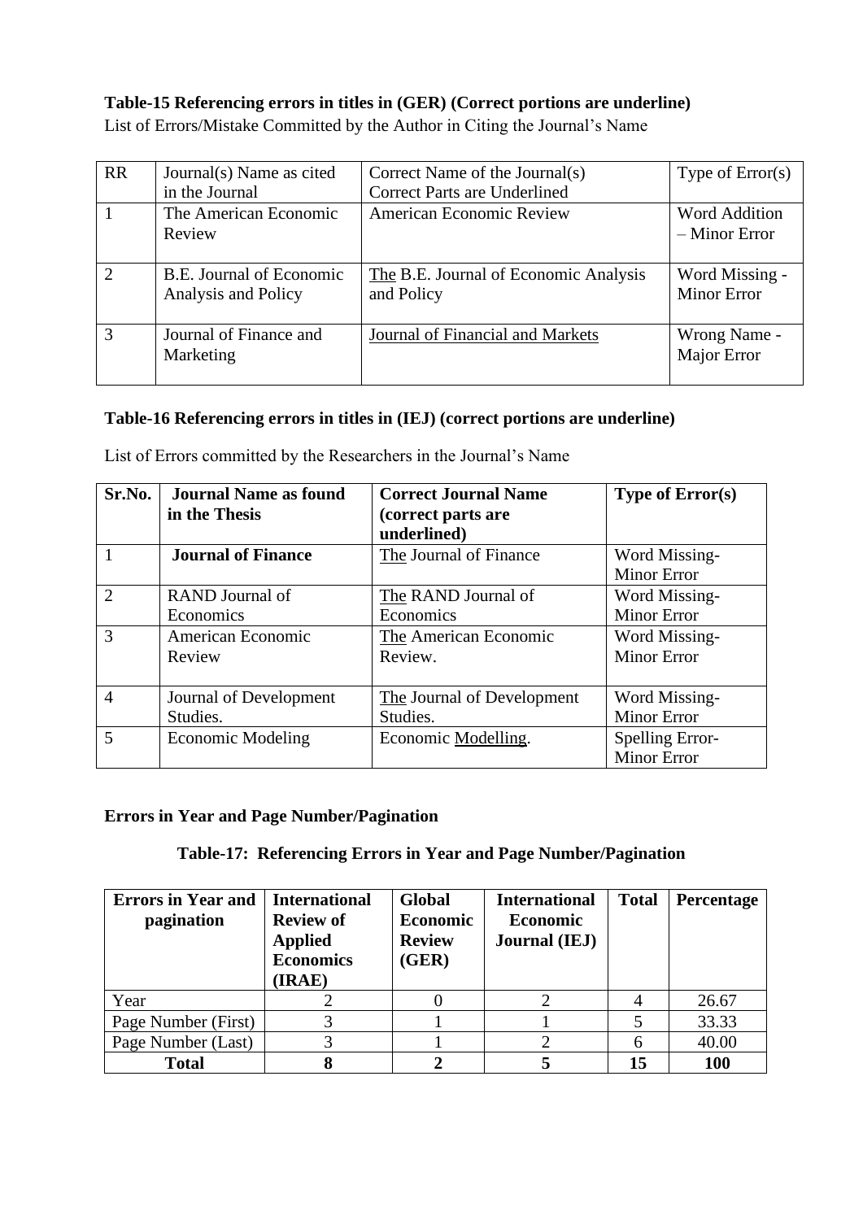**Table-15 Referencing errors in titles in (GER) (Correct portions are underline)**

List of Errors/Mistake Committed by the Author in Citing the Journal's Name

| RR | Journal(s) Name as cited in the Journal | Correct Name of the Journal(s) Correct Parts are Underlined | Type of Error(s) |
|---|---|---|---|
| 1 | The American Economic Review | American Economic Review | Word Addition – Minor Error |
| 2 | B.E. Journal of Economic Analysis and Policy | The B.E. Journal of Economic Analysis and Policy | Word Missing - Minor Error |
| 3 | Journal of Finance and Marketing | Journal of Financial and Markets | Wrong Name - Major Error |

**Table-16 Referencing errors in titles in (IEJ) (correct portions are underline)**

List of Errors committed by the Researchers in the Journal's Name

| Sr.No. | Journal Name as found in the Thesis | Correct Journal Name (correct parts are underlined) | Type of Error(s) |
|---|---|---|---|
| 1 | **Journal of Finance** | The Journal of Finance | Word Missing-Minor Error |
| 2 | RAND Journal of Economics | The RAND Journal of Economics | Word Missing-Minor Error |
| 3 | American Economic Review | The American Economic Review. | Word Missing-Minor Error |
| 4 | Journal of Development Studies. | The Journal of Development Studies. | Word Missing-Minor Error |
| 5 | Economic Modeling | Economic Modelling. | Spelling Error-Minor Error |

**Errors in Year and Page Number/Pagination**

**Table-17: Referencing Errors in Year and Page Number/Pagination**

| Errors in Year and pagination | International Review of Applied Economics (IRAE) | Global Economic Review (GER) | International Economic Journal (IEJ) | Total | Percentage |
|---|---|---|---|---|---|
| Year | 2 | 0 | 2 | 4 | 26.67 |
| Page Number (First) | 3 | 1 | 1 | 5 | 33.33 |
| Page Number (Last) | 3 | 1 | 2 | 6 | 40.00 |
| **Total** | **8** | **2** | **5** | **15** | **100** |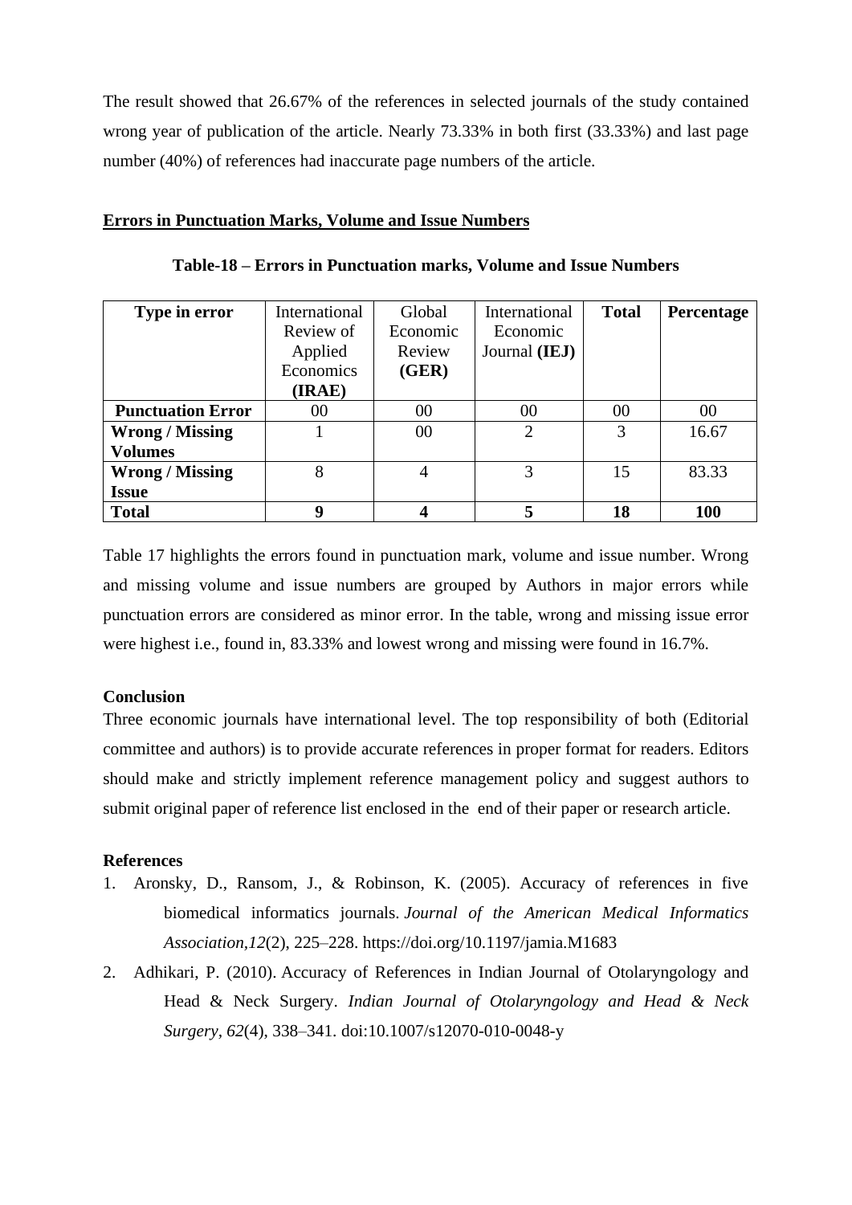The result showed that 26.67% of the references in selected journals of the study contained wrong year of publication of the article. Nearly 73.33% in both first (33.33%) and last page number (40%) of references had inaccurate page numbers of the article.

## Errors in Punctuation Marks, Volume and Issue Numbers

**Table-18 – Errors in Punctuation marks, Volume and Issue Numbers**

| Type in error | International Review of Applied Economics **(IRAE)** | Global Economic Review **(GER)** | International Economic Journal **(IEJ)** | **Total** | **Percentage** |
|---|---|---|---|---|---|
| **Punctuation Error** | 00 | 00 | 00 | 00 | 00 |
| **Wrong / Missing Volumes** | 1 | 00 | 2 | 3 | 16.67 |
| **Wrong / Missing Issue** | 8 | 4 | 3 | 15 | 83.33 |
| **Total** | **9** | **4** | **5** | **18** | **100** |

Table 17 highlights the errors found in punctuation mark, volume and issue number. Wrong and missing volume and issue numbers are grouped by Authors in major errors while punctuation errors are considered as minor error. In the table, wrong and missing issue error were highest i.e., found in, 83.33% and lowest wrong and missing were found in 16.7%.

### Conclusion

Three economic journals have international level. The top responsibility of both (Editorial committee and authors) is to provide accurate references in proper format for readers. Editors should make and strictly implement reference management policy and suggest authors to submit original paper of reference list enclosed in the end of their paper or research article.

### References

1. Aronsky, D., Ransom, J., & Robinson, K. (2005). Accuracy of references in five biomedical informatics journals. *Journal of the American Medical Informatics Association*,*12*(2), 225–228. https://doi.org/10.1197/jamia.M1683
2. Adhikari, P. (2010). Accuracy of References in Indian Journal of Otolaryngology and Head & Neck Surgery. *Indian Journal of Otolaryngology and Head & Neck Surgery*, *62*(4), 338–341. doi:10.1007/s12070-010-0048-y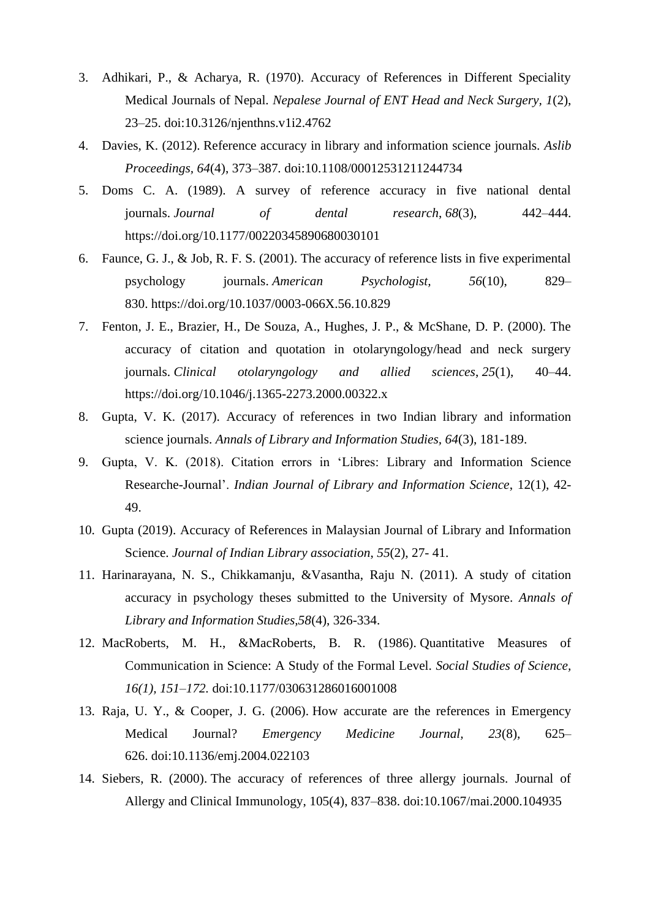3. Adhikari, P., & Acharya, R. (1970). Accuracy of References in Different Speciality Medical Journals of Nepal. *Nepalese Journal of ENT Head and Neck Surgery*, *1*(2), 23–25. doi:10.3126/njenthns.v1i2.4762
4. Davies, K. (2012). Reference accuracy in library and information science journals. *Aslib Proceedings*, *64*(4), 373–387. doi:10.1108/00012531211244734
5. Doms C. A. (1989). A survey of reference accuracy in five national dental journals. *Journal of dental research*, *68*(3), 442–444. https://doi.org/10.1177/00220345890680030101
6. Faunce, G. J., & Job, R. F. S. (2001). The accuracy of reference lists in five experimental psychology journals. *American Psychologist*, *56*(10), 829–830. https://doi.org/10.1037/0003-066X.56.10.829
7. Fenton, J. E., Brazier, H., De Souza, A., Hughes, J. P., & McShane, D. P. (2000). The accuracy of citation and quotation in otolaryngology/head and neck surgery journals. *Clinical otolaryngology and allied sciences*, *25*(1), 40–44. https://doi.org/10.1046/j.1365-2273.2000.00322.x
8. Gupta, V. K. (2017). Accuracy of references in two Indian library and information science journals. *Annals of Library and Information Studies*, *64*(3), 181-189.
9. Gupta, V. K. (2018). Citation errors in 'Libres: Library and Information Science Researche-Journal'. *Indian Journal of Library and Information Science*, 12(1), 42-49.
10. Gupta (2019). Accuracy of References in Malaysian Journal of Library and Information Science. *Journal of Indian Library association*, *55*(2), 27- 41.
11. Harinarayana, N. S., Chikkamanju, &Vasantha, Raju N. (2011). A study of citation accuracy in psychology theses submitted to the University of Mysore. *Annals of Library and Information Studies*,*58*(4), 326-334.
12. MacRoberts, M. H., &MacRoberts, B. R. (1986). Quantitative Measures of Communication in Science: A Study of the Formal Level. *Social Studies of Science, 16(1), 151–172.* doi:10.1177/030631286016001008
13. Raja, U. Y., & Cooper, J. G. (2006). How accurate are the references in Emergency Medical Journal? *Emergency Medicine Journal*, *23*(8), 625–626. doi:10.1136/emj.2004.022103
14. Siebers, R. (2000). The accuracy of references of three allergy journals. Journal of Allergy and Clinical Immunology, 105(4), 837–838. doi:10.1067/mai.2000.104935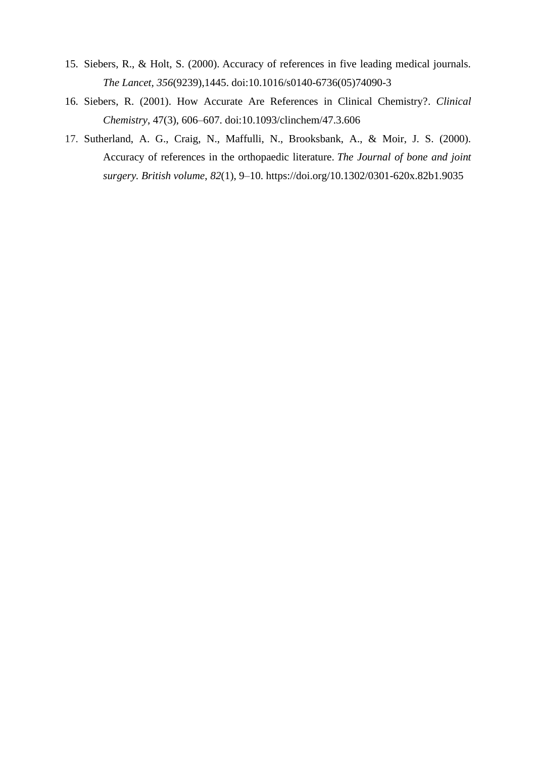15. Siebers, R., & Holt, S. (2000). Accuracy of references in five leading medical journals. *The Lancet*, *356*(9239),1445. doi:10.1016/s0140-6736(05)74090-3
16. Siebers, R. (2001). How Accurate Are References in Clinical Chemistry?. *Clinical Chemistry*, 47(3), 606–607. doi:10.1093/clinchem/47.3.606
17. Sutherland, A. G., Craig, N., Maffulli, N., Brooksbank, A., & Moir, J. S. (2000). Accuracy of references in the orthopaedic literature. *The Journal of bone and joint surgery. British volume*, *82*(1), 9–10. https://doi.org/10.1302/0301-620x.82b1.9035